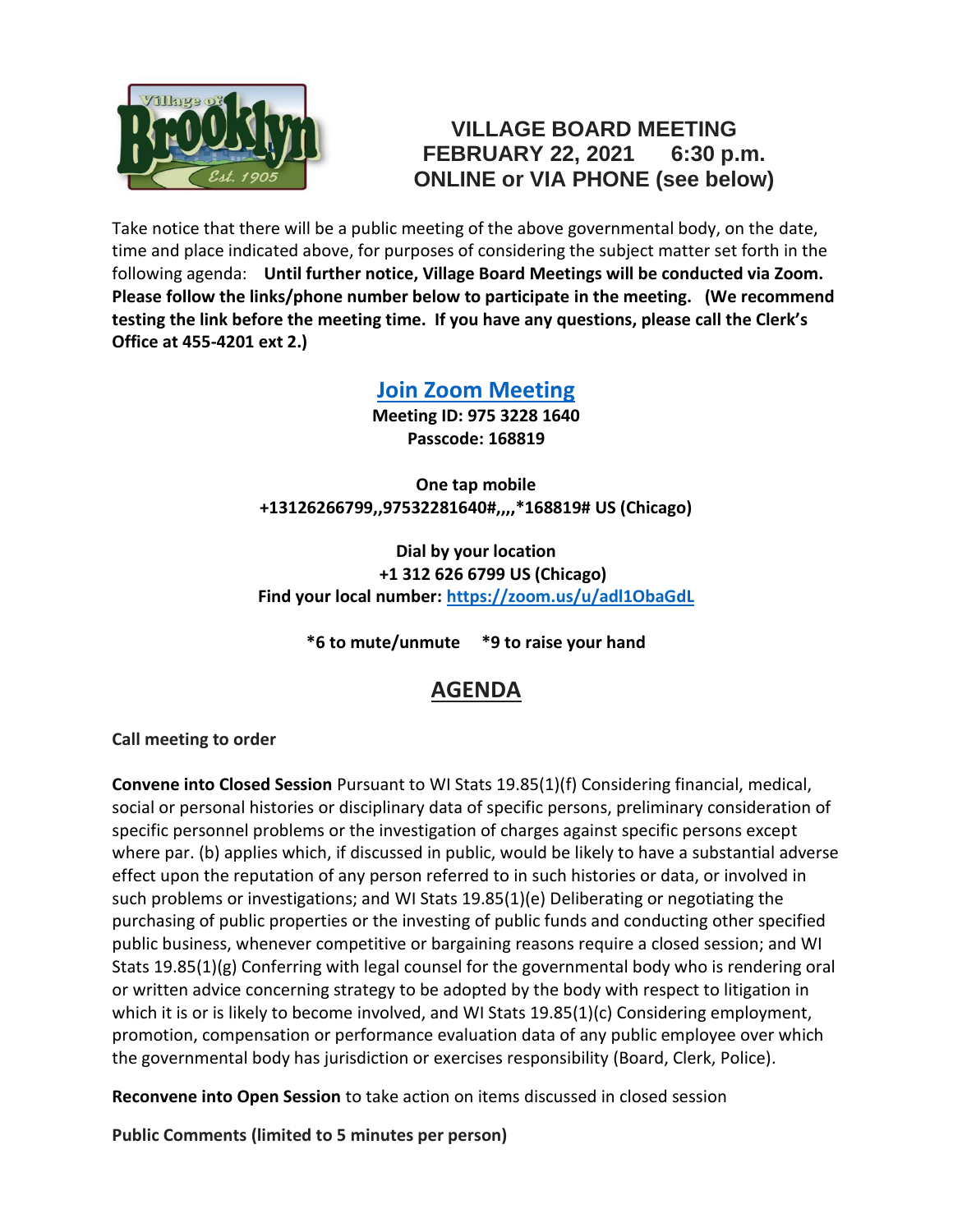# VILLAGE BOARD MEETING
## FEBRUARY 22, 2021 6:30 p.m.
## ONLINE or VIA PHONE (see below)

Take notice that there will be a public meeting of the above governmental body, on the date, time and place indicated above, for purposes of considering the subject matter set forth in the following agenda: **Until further notice, Village Board Meetings will be conducted via Zoom. Please follow the links/phone number below to participate in the meeting. (We recommend testing the link before the meeting time. If you have any questions, please call the Clerk's Office at 455-4201 ext 2.)**

**Join Zoom Meeting**

**Meeting ID: 975 3228 1640**
**Passcode: 168819**

**One tap mobile**
**+13126266799,,97532281640#,,,,*168819# US (Chicago)**

**Dial by your location**
**+1 312 626 6799 US (Chicago)**
**Find your local number: https://zoom.us/u/adl1ObaGdL**

**\*6 to mute/unmute \*9 to raise your hand**

## AGENDA

**Call meeting to order**

**Convene into Closed Session** Pursuant to WI Stats 19.85(1)(f) Considering financial, medical, social or personal histories or disciplinary data of specific persons, preliminary consideration of specific personnel problems or the investigation of charges against specific persons except where par. (b) applies which, if discussed in public, would be likely to have a substantial adverse effect upon the reputation of any person referred to in such histories or data, or involved in such problems or investigations; and WI Stats 19.85(1)(e) Deliberating or negotiating the purchasing of public properties or the investing of public funds and conducting other specified public business, whenever competitive or bargaining reasons require a closed session; and WI Stats 19.85(1)(g) Conferring with legal counsel for the governmental body who is rendering oral or written advice concerning strategy to be adopted by the body with respect to litigation in which it is or is likely to become involved, and WI Stats 19.85(1)(c) Considering employment, promotion, compensation or performance evaluation data of any public employee over which the governmental body has jurisdiction or exercises responsibility (Board, Clerk, Police).

**Reconvene into Open Session** to take action on items discussed in closed session

**Public Comments (limited to 5 minutes per person)**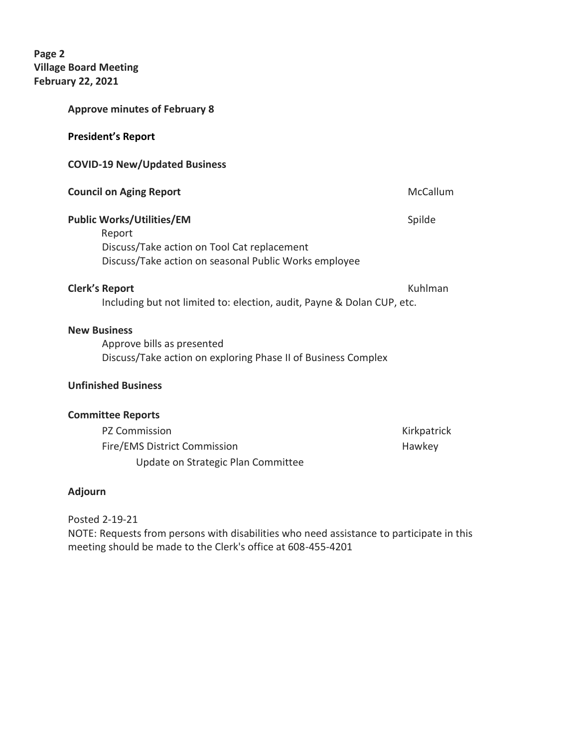**Page 2**
**Village Board Meeting**
**February 22, 2021**

**Approve minutes of February 8**

**President's Report**

**COVID-19 New/Updated Business**

**Council on Aging Report** McCallum

**Public Works/Utilities/EM** Spilde

- Report
- Discuss/Take action on Tool Cat replacement
- Discuss/Take action on seasonal Public Works employee

**Clerk's Report** Kuhlman

Including but not limited to: election, audit, Payne & Dolan CUP, etc.

**New Business**

- Approve bills as presented
- Discuss/Take action on exploring Phase II of Business Complex

**Unfinished Business**

**Committee Reports**

- PZ Commission Kirkpatrick
- Fire/EMS District Commission Hawkey
  - Update on Strategic Plan Committee

**Adjourn**

Posted 2-19-21

NOTE: Requests from persons with disabilities who need assistance to participate in this meeting should be made to the Clerk's office at 608-455-4201